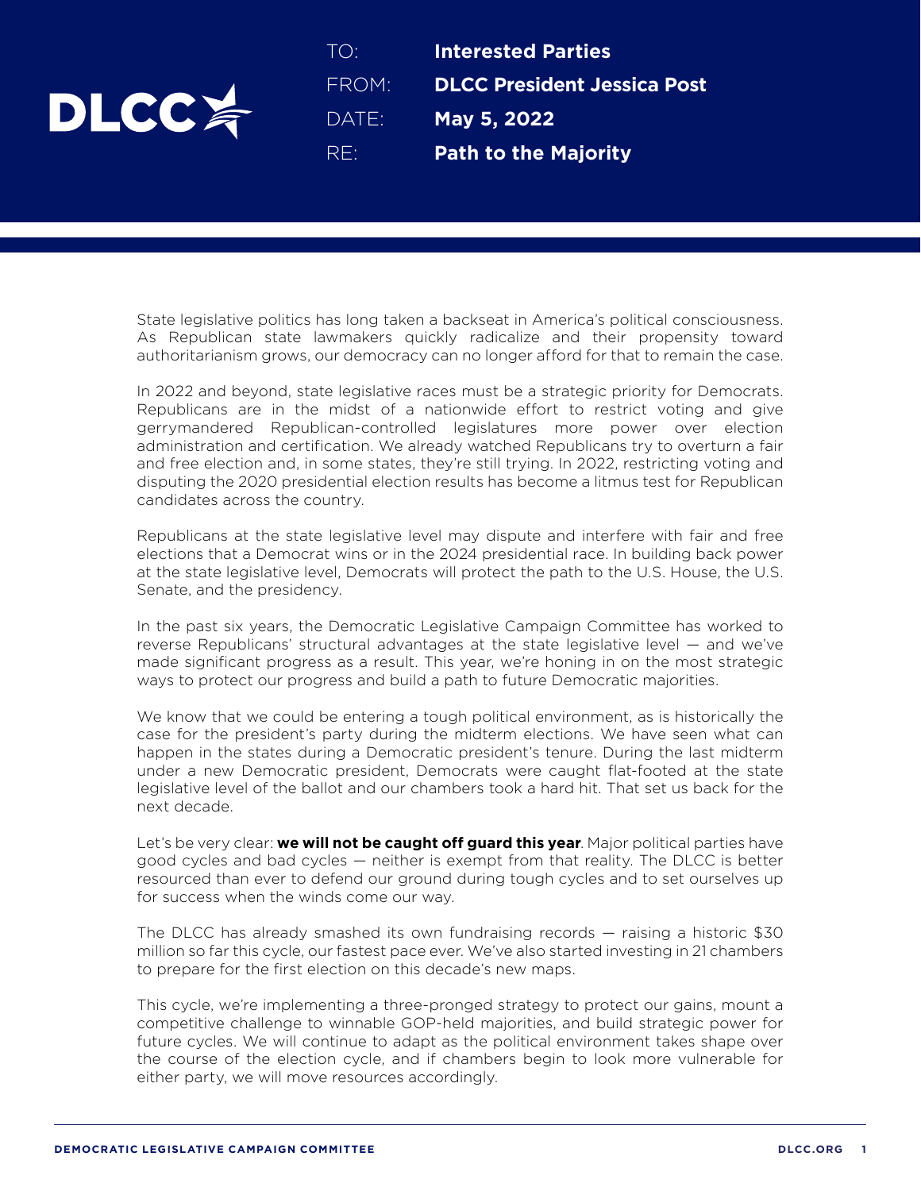**DLCC**

TO: **Interested Parties**
FROM: **DLCC President Jessica Post**
DATE: **May 5, 2022**
RE: **Path to the Majority**

State legislative politics has long taken a backseat in America's political consciousness. As Republican state lawmakers quickly radicalize and their propensity toward authoritarianism grows, our democracy can no longer afford for that to remain the case.

In 2022 and beyond, state legislative races must be a strategic priority for Democrats. Republicans are in the midst of a nationwide effort to restrict voting and give gerrymandered Republican-controlled legislatures more power over election administration and certification. We already watched Republicans try to overturn a fair and free election and, in some states, they're still trying. In 2022, restricting voting and disputing the 2020 presidential election results has become a litmus test for Republican candidates across the country.

Republicans at the state legislative level may dispute and interfere with fair and free elections that a Democrat wins or in the 2024 presidential race. In building back power at the state legislative level, Democrats will protect the path to the U.S. House, the U.S. Senate, and the presidency.

In the past six years, the Democratic Legislative Campaign Committee has worked to reverse Republicans' structural advantages at the state legislative level — and we've made significant progress as a result. This year, we're honing in on the most strategic ways to protect our progress and build a path to future Democratic majorities.

We know that we could be entering a tough political environment, as is historically the case for the president's party during the midterm elections. We have seen what can happen in the states during a Democratic president's tenure. During the last midterm under a new Democratic president, Democrats were caught flat-footed at the state legislative level of the ballot and our chambers took a hard hit. That set us back for the next decade.

Let's be very clear: **we will not be caught off guard this year**. Major political parties have good cycles and bad cycles — neither is exempt from that reality. The DLCC is better resourced than ever to defend our ground during tough cycles and to set ourselves up for success when the winds come our way.

The DLCC has already smashed its own fundraising records — raising a historic $30 million so far this cycle, our fastest pace ever. We've also started investing in 21 chambers to prepare for the first election on this decade's new maps.

This cycle, we're implementing a three-pronged strategy to protect our gains, mount a competitive challenge to winnable GOP-held majorities, and build strategic power for future cycles. We will continue to adapt as the political environment takes shape over the course of the election cycle, and if chambers begin to look more vulnerable for either party, we will move resources accordingly.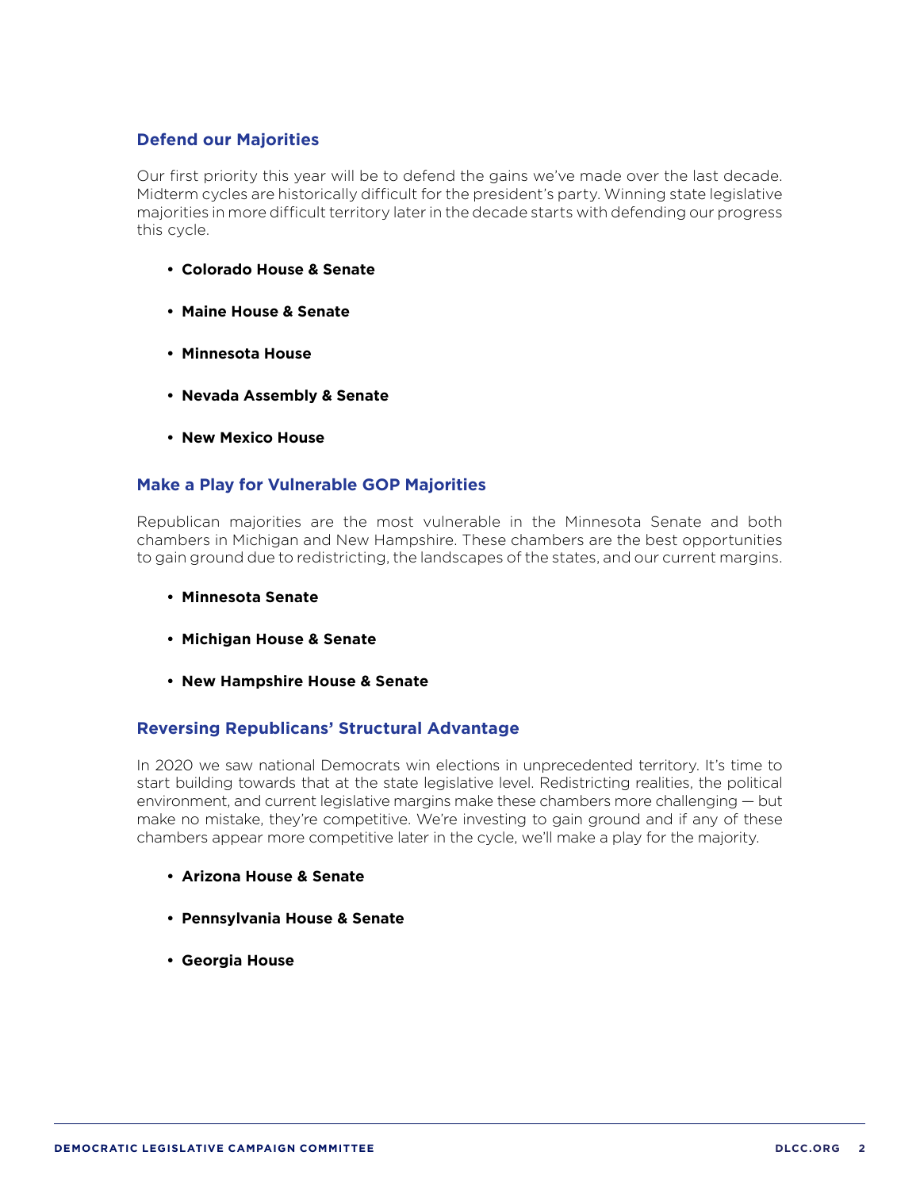## Defend our Majorities

Our first priority this year will be to defend the gains we've made over the last decade. Midterm cycles are historically difficult for the president's party. Winning state legislative majorities in more difficult territory later in the decade starts with defending our progress this cycle.

- **Colorado House & Senate**
- **Maine House & Senate**
- **Minnesota House**
- **Nevada Assembly & Senate**
- **New Mexico House**

## Make a Play for Vulnerable GOP Majorities

Republican majorities are the most vulnerable in the Minnesota Senate and both chambers in Michigan and New Hampshire. These chambers are the best opportunities to gain ground due to redistricting, the landscapes of the states, and our current margins.

- **Minnesota Senate**
- **Michigan House & Senate**
- **New Hampshire House & Senate**

## Reversing Republicans' Structural Advantage

In 2020 we saw national Democrats win elections in unprecedented territory. It's time to start building towards that at the state legislative level. Redistricting realities, the political environment, and current legislative margins make these chambers more challenging — but make no mistake, they're competitive. We're investing to gain ground and if any of these chambers appear more competitive later in the cycle, we'll make a play for the majority.

- **Arizona House & Senate**
- **Pennsylvania House & Senate**
- **Georgia House**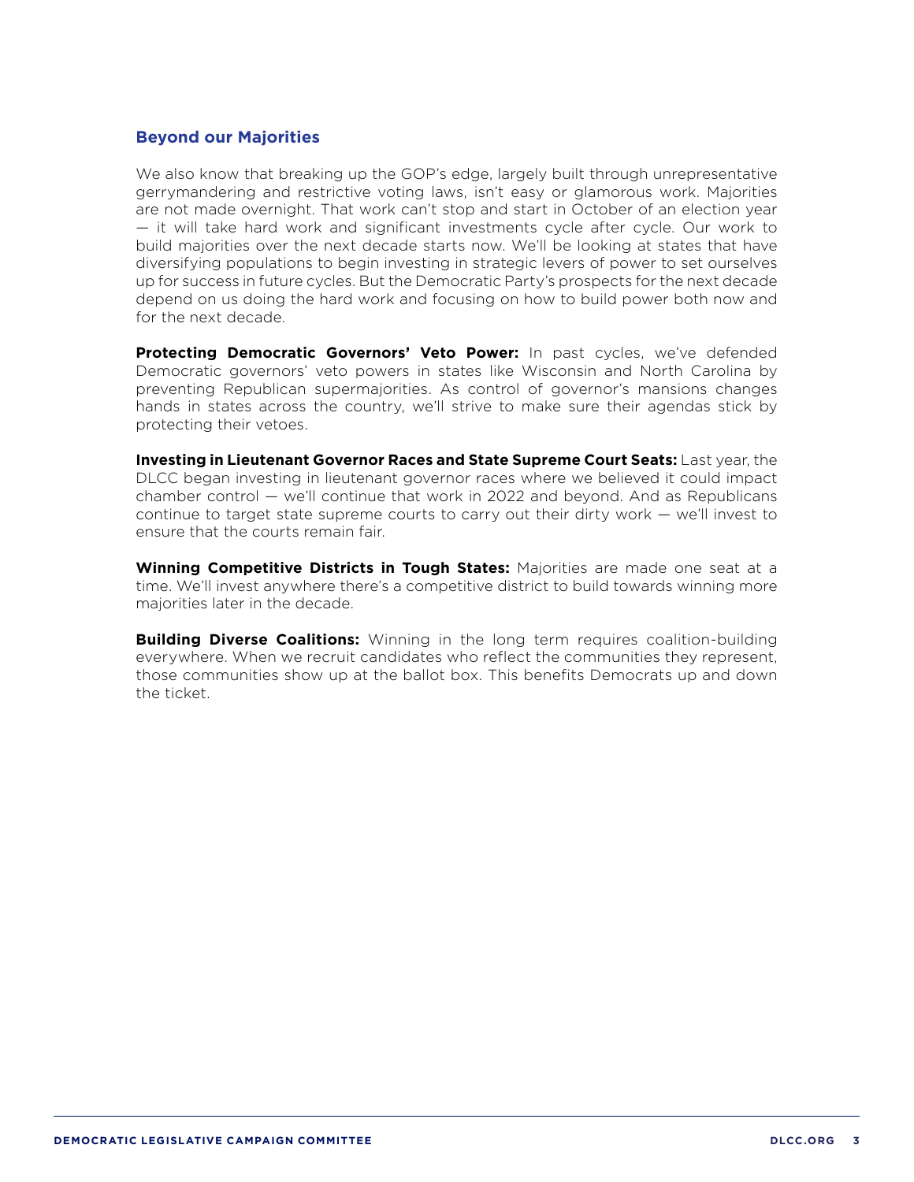## Beyond our Majorities

We also know that breaking up the GOP's edge, largely built through unrepresentative gerrymandering and restrictive voting laws, isn't easy or glamorous work. Majorities are not made overnight. That work can't stop and start in October of an election year — it will take hard work and significant investments cycle after cycle. Our work to build majorities over the next decade starts now. We'll be looking at states that have diversifying populations to begin investing in strategic levers of power to set ourselves up for success in future cycles. But the Democratic Party's prospects for the next decade depend on us doing the hard work and focusing on how to build power both now and for the next decade.

**Protecting Democratic Governors' Veto Power:** In past cycles, we've defended Democratic governors' veto powers in states like Wisconsin and North Carolina by preventing Republican supermajorities. As control of governor's mansions changes hands in states across the country, we'll strive to make sure their agendas stick by protecting their vetoes.

**Investing in Lieutenant Governor Races and State Supreme Court Seats:** Last year, the DLCC began investing in lieutenant governor races where we believed it could impact chamber control — we'll continue that work in 2022 and beyond. And as Republicans continue to target state supreme courts to carry out their dirty work — we'll invest to ensure that the courts remain fair.

**Winning Competitive Districts in Tough States:** Majorities are made one seat at a time. We'll invest anywhere there's a competitive district to build towards winning more majorities later in the decade.

**Building Diverse Coalitions:** Winning in the long term requires coalition-building everywhere. When we recruit candidates who reflect the communities they represent, those communities show up at the ballot box. This benefits Democrats up and down the ticket.